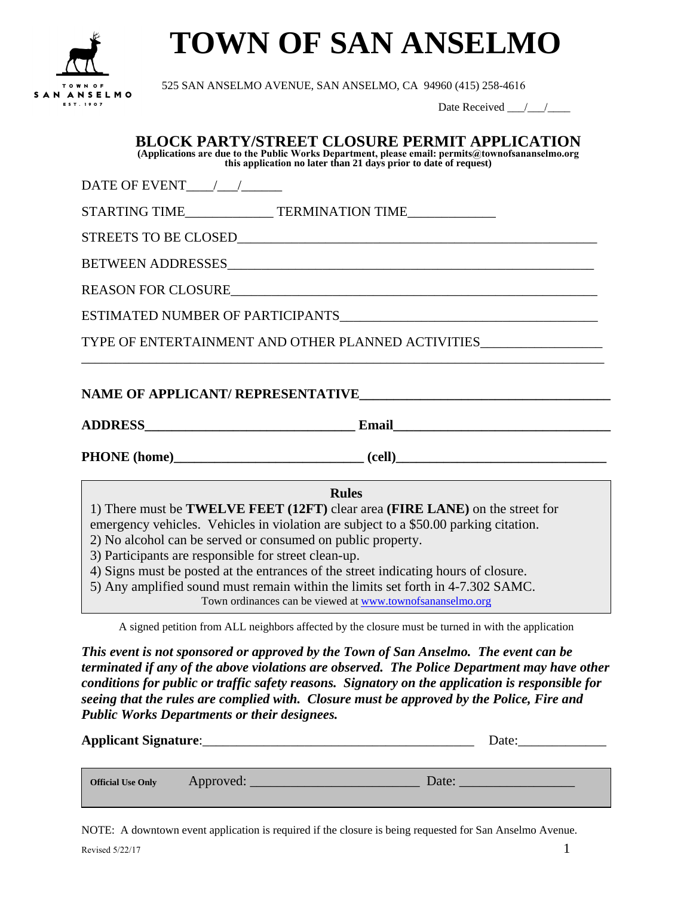# TOWN OF SAN ANSELMO

TOWN OF SAN ANSELMO EST. 1907

525 SAN ANSELMO AVENUE, SAN ANSELMO, CA 94960 (415) 258-4616

Date Received ___/___/____

## BLOCK PARTY/STREET CLOSURE PERMIT APPLICATION

**(Applications are due to the Public Works Department, please email: permits@townofsananselmo.org this application no later than 21 days prior to date of request)**

DATE OF EVENT____/___/______

STARTING TIME_____________ TERMINATION TIME_____________

STREETS TO BE CLOSED_______________________________________________________

BETWEEN ADDRESSES_________________________________________________________

REASON FOR CLOSURE________________________________________________________

ESTIMATED NUMBER OF PARTICIPANTS______________________________________

TYPE OF ENTERTAINMENT AND OTHER PLANNED ACTIVITIES_________________

_____________________________________________________________________________

**NAME OF APPLICANT/ REPRESENTATIVE____________________________________**

**ADDRESS_______________________________ Email________________________________**

**PHONE (home)___________________________ (cell)______________________________**

**Rules**

1) There must be **TWELVE FEET (12FT)** clear area **(FIRE LANE)** on the street for emergency vehicles. Vehicles in violation are subject to a $50.00 parking citation.
2) No alcohol can be served or consumed on public property.
3) Participants are responsible for street clean-up.
4) Signs must be posted at the entrances of the street indicating hours of closure.
5) Any amplified sound must remain within the limits set forth in 4-7.302 SAMC.

Town ordinances can be viewed at www.townofsananselmo.org

A signed petition from ALL neighbors affected by the closure must be turned in with the application

***This event is not sponsored or approved by the Town of San Anselmo. The event can be terminated if any of the above violations are observed. The Police Department may have other conditions for public or traffic safety reasons. Signatory on the application is responsible for seeing that the rules are complied with. Closure must be approved by the Police, Fire and Public Works Departments or their designees.***

**Applicant Signature**:________________________________________ Date:_____________

**Official Use Only** Approved: ________________________ Date: _________________

NOTE: A downtown event application is required if the closure is being requested for San Anselmo Avenue.

Revised 5/22/17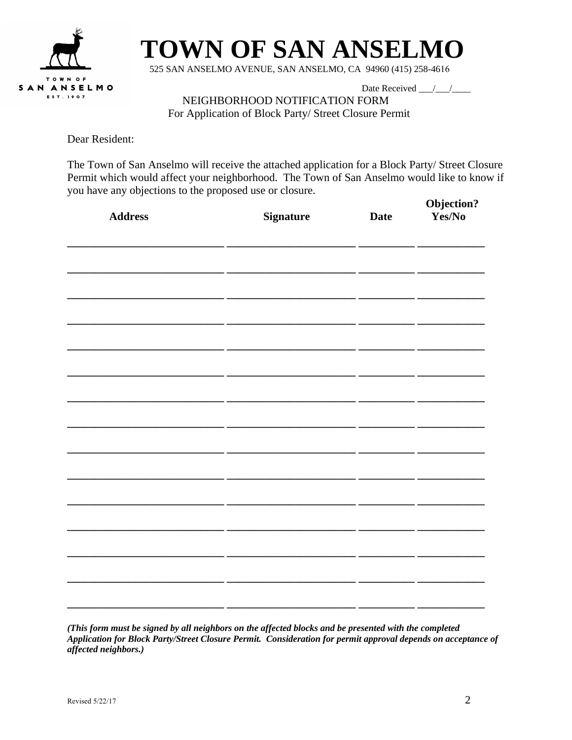# TOWN OF SAN ANSELMO

525 SAN ANSELMO AVENUE, SAN ANSELMO, CA 94960 (415) 258-4616

Date Received ___/___/____

NEIGHBORHOOD NOTIFICATION FORM
For Application of Block Party/ Street Closure Permit

Dear Resident:

The Town of San Anselmo will receive the attached application for a Block Party/ Street Closure Permit which would affect your neighborhood. The Town of San Anselmo would like to know if you have any objections to the proposed use or closure.

| **Address** | **Signature** | **Date** | **Objection? Yes/No** |
|---|---|---|---|
| | | | |
| | | | |
| | | | |
| | | | |
| | | | |
| | | | |
| | | | |
| | | | |
| | | | |
| | | | |
| | | | |
| | | | |
| | | | |
| | | | |
| | | | |

***(This form must be signed by all neighbors on the affected blocks and be presented with the completed Application for Block Party/Street Closure Permit. Consideration for permit approval depends on acceptance of affected neighbors.)***

Revised 5/22/17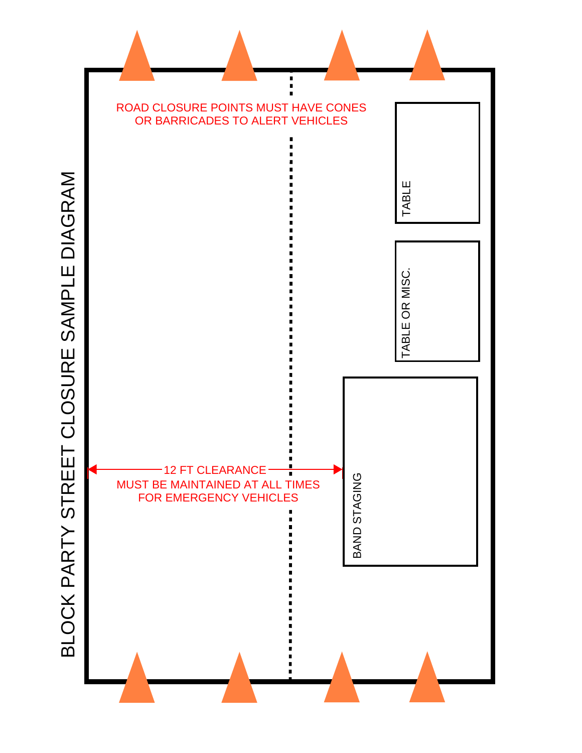# BLOCK PARTY STREET CLOSURE SAMPLE DIAGRAM

ROAD CLOSURE POINTS MUST HAVE CONES OR BARRICADES TO ALERT VEHICLES

TABLE

TABLE OR MISC.

BAND STAGING

12 FT CLEARANCE
MUST BE MAINTAINED AT ALL TIMES
FOR EMERGENCY VEHICLES